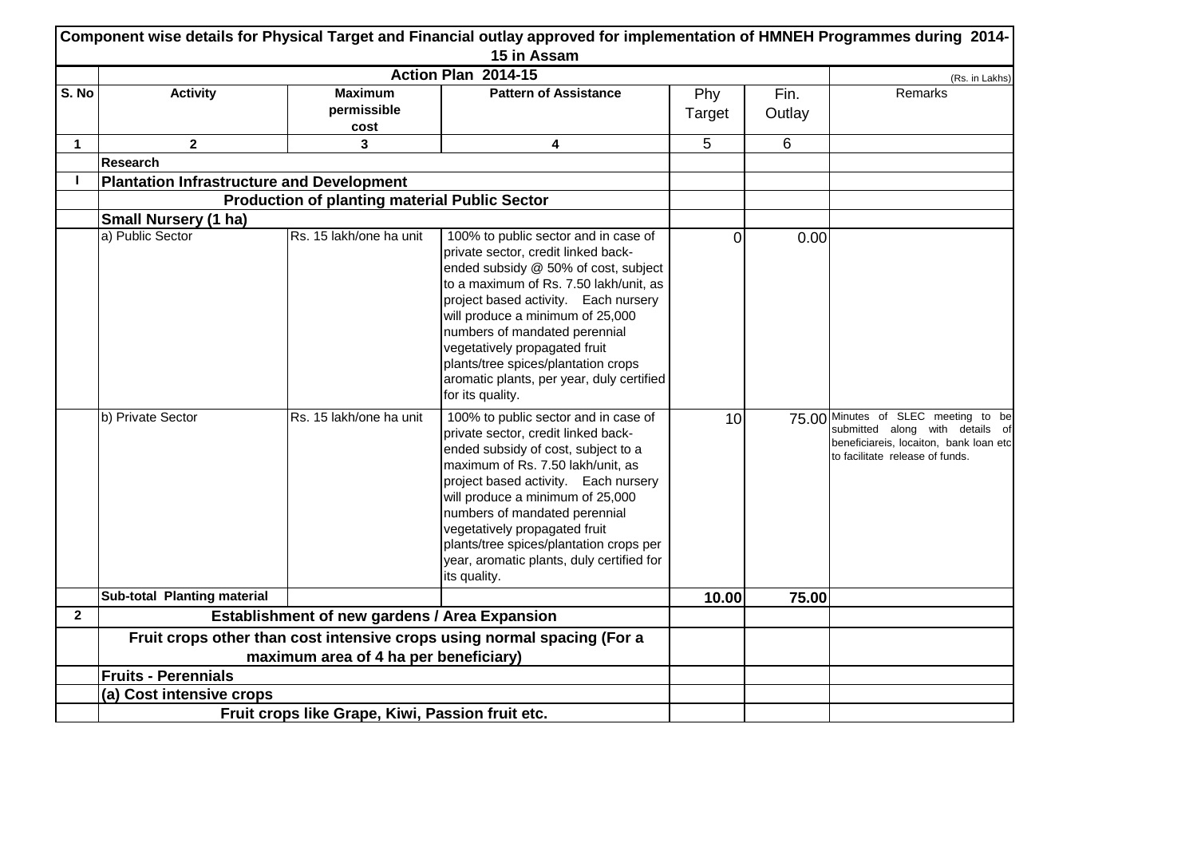# Component wise details for Physical Target and Financial outlay approved for implementation of HMNEH Programmes during 2014-15 in Assam

| | Action Plan 2014-15 | | | | | (Rs. in Lakhs) |
|---|---|---|---|---|---|---|
| **S. No** | **Activity** | **Maximum permissible cost** | **Pattern of Assistance** | Phy Target | Fin. Outlay | Remarks |
| **1** | **2** | **3** | **4** | 5 | 6 | |
| | **Research** | | | | | |
| **I** | **Plantation Infrastructure and Development** | | | | | |
| | **Production of planting material Public Sector** | | | | | |
| | **Small Nursery (1 ha)** | | | | | |
| | a) Public Sector | Rs. 15 lakh/one ha unit | 100% to public sector and in case of private sector, credit linked back-ended subsidy @ 50% of cost, subject to a maximum of Rs. 7.50 lakh/unit, as project based activity. Each nursery will produce a minimum of 25,000 numbers of mandated perennial vegetatively propagated fruit plants/tree spices/plantation crops aromatic plants, per year, duly certified for its quality. | 0 | 0.00 | |
| | b) Private Sector | Rs. 15 lakh/one ha unit | 100% to public sector and in case of private sector, credit linked back-ended subsidy of cost, subject to a maximum of Rs. 7.50 lakh/unit, as project based activity. Each nursery will produce a minimum of 25,000 numbers of mandated perennial vegetatively propagated fruit plants/tree spices/plantation crops per year, aromatic plants, duly certified for its quality. | 10 | 75.00 | Minutes of SLEC meeting to be submitted along with details of beneficiareis, locaiton, bank loan etc to facilitate release of funds. |
| | **Sub-total Planting material** | | | **10.00** | **75.00** | |
| **2** | **Establishment of new gardens / Area Expansion** | | | | | |
| | **Fruit crops other than cost intensive crops using normal spacing (For a maximum area of 4 ha per beneficiary)** | | | | | |
| | **Fruits - Perennials** | | | | | |
| | **(a) Cost intensive crops** | | | | | |
| | **Fruit crops like Grape, Kiwi, Passion fruit etc.** | | | | | |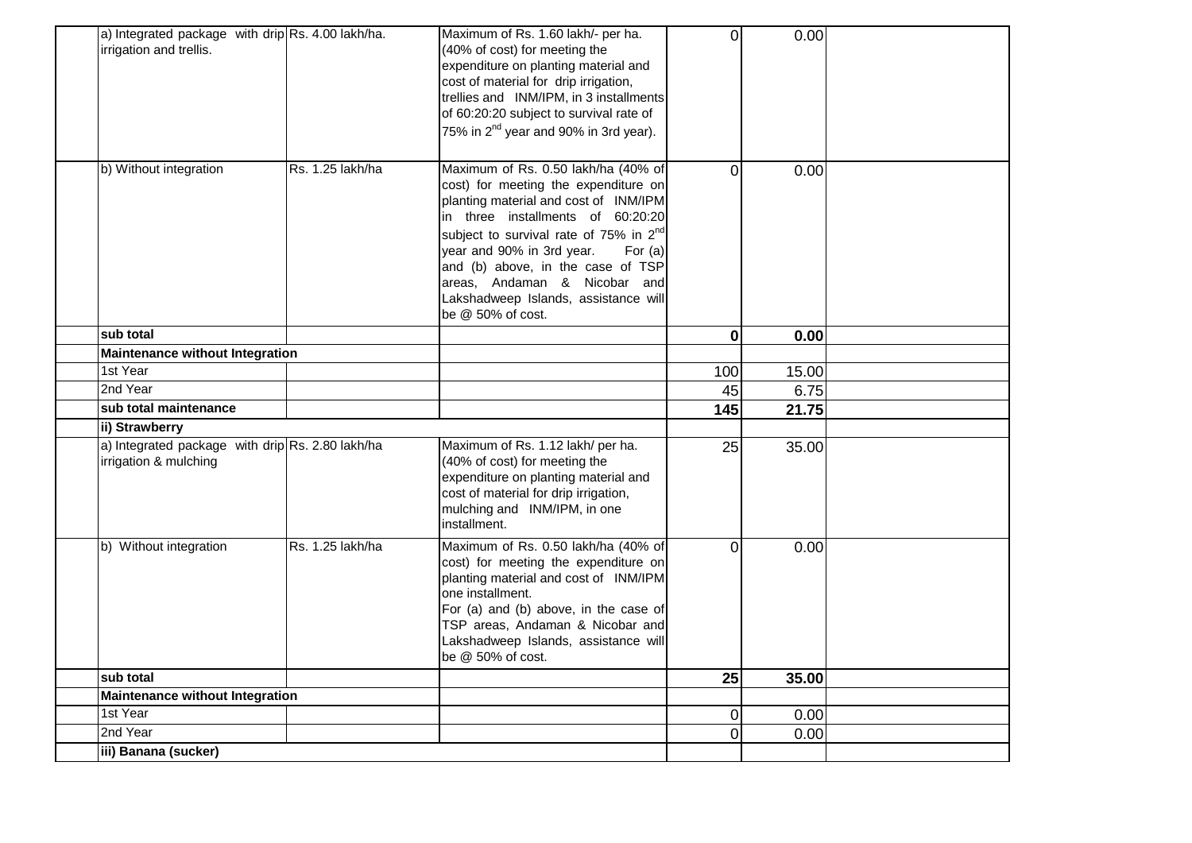| | | | | | | |
|---|---|---|---|---|---|---|
| | a) Integrated package with drip irrigation and trellis. | Rs. 4.00 lakh/ha. | Maximum of Rs. 1.60 lakh/- per ha. (40% of cost) for meeting the expenditure on planting material and cost of material for drip irrigation, trellies and INM/IPM, in 3 installments of 60:20:20 subject to survival rate of 75% in 2nd year and 90% in 3rd year). | 0 | 0.00 | |
| | b) Without integration | Rs. 1.25 lakh/ha | Maximum of Rs. 0.50 lakh/ha (40% of cost) for meeting the expenditure on planting material and cost of INM/IPM in three installments of 60:20:20 subject to survival rate of 75% in 2nd year and 90% in 3rd year. For (a) and (b) above, in the case of TSP areas, Andaman & Nicobar and Lakshadweep Islands, assistance will be @ 50% of cost. | 0 | 0.00 | |
| | **sub total** | | | **0** | **0.00** | |
| | **Maintenance without Integration** | | | | | |
| | 1st Year | | | 100 | 15.00 | |
| | 2nd Year | | | 45 | 6.75 | |
| | **sub total maintenance** | | | **145** | **21.75** | |
| | **ii) Strawberry** | | | | | |
| | a) Integrated package with drip irrigation & mulching | Rs. 2.80 lakh/ha | Maximum of Rs. 1.12 lakh/ per ha. (40% of cost) for meeting the expenditure on planting material and cost of material for drip irrigation, mulching and INM/IPM, in one installment. | 25 | 35.00 | |
| | b) Without integration | Rs. 1.25 lakh/ha | Maximum of Rs. 0.50 lakh/ha (40% of cost) for meeting the expenditure on planting material and cost of INM/IPM one installment. For (a) and (b) above, in the case of TSP areas, Andaman & Nicobar and Lakshadweep Islands, assistance will be @ 50% of cost. | 0 | 0.00 | |
| | **sub total** | | | **25** | **35.00** | |
| | **Maintenance without Integration** | | | | | |
| | 1st Year | | | 0 | 0.00 | |
| | 2nd Year | | | 0 | 0.00 | |
| | **iii) Banana (sucker)** | | | | | |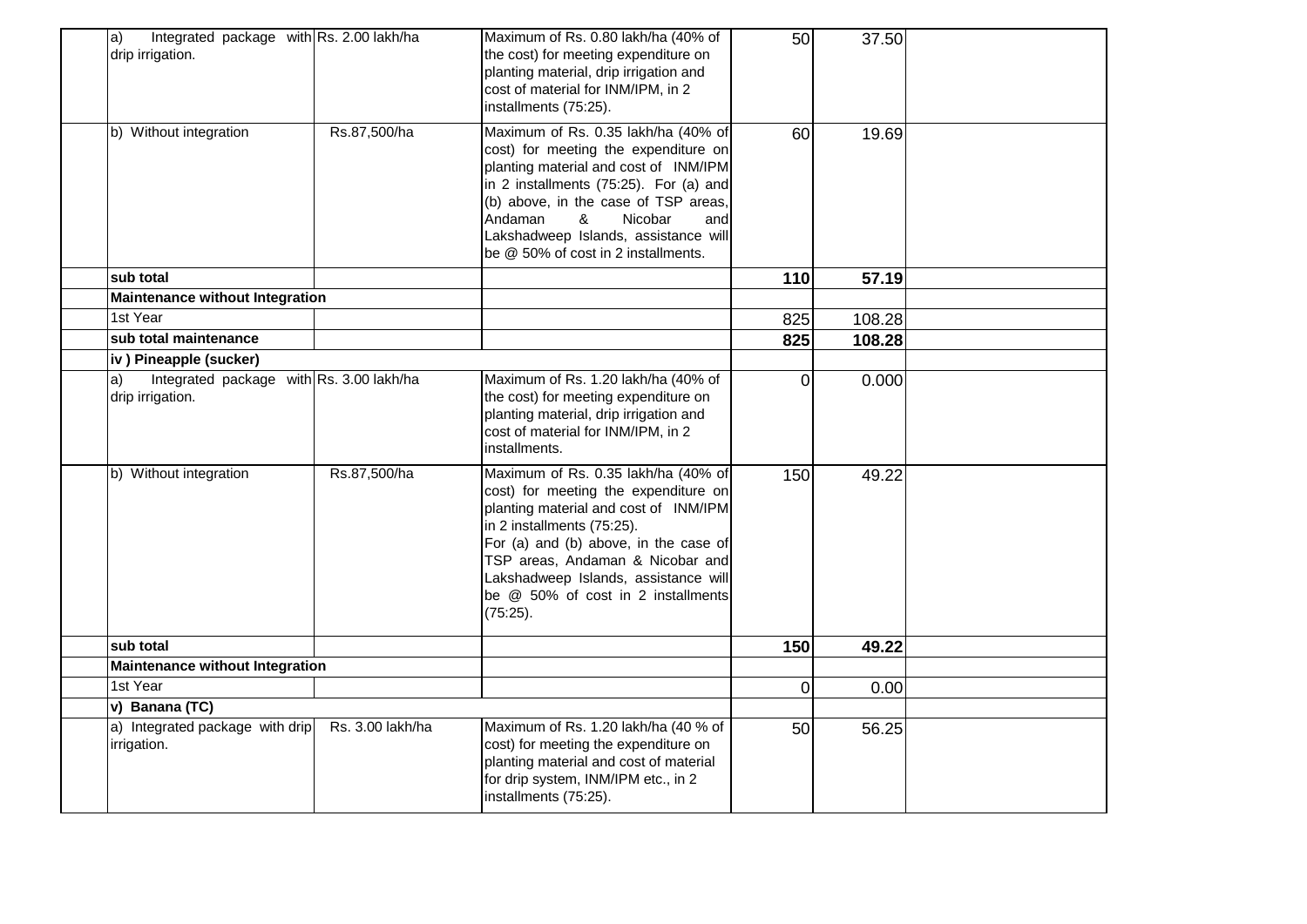| | | | | | | |
|---|---|---|---|---|---|---|
| | a) Integrated package with drip irrigation. | Rs. 2.00 lakh/ha | Maximum of Rs. 0.80 lakh/ha (40% of the cost) for meeting expenditure on planting material, drip irrigation and cost of material for INM/IPM, in 2 installments (75:25). | 50 | 37.50 | |
| | b) Without integration | Rs.87,500/ha | Maximum of Rs. 0.35 lakh/ha (40% of cost) for meeting the expenditure on planting material and cost of INM/IPM in 2 installments (75:25). For (a) and (b) above, in the case of TSP areas, Andaman & Nicobar and Lakshadweep Islands, assistance will be @ 50% of cost in 2 installments. | 60 | 19.69 | |
| | **sub total** | | | **110** | **57.19** | |
| | **Maintenance without Integration** | | | | | |
| | 1st Year | | | 825 | 108.28 | |
| | **sub total maintenance** | | | **825** | **108.28** | |
| | **iv ) Pineapple (sucker)** | | | | | |
| | a) Integrated package with drip irrigation. | Rs. 3.00 lakh/ha | Maximum of Rs. 1.20 lakh/ha (40% of the cost) for meeting expenditure on planting material, drip irrigation and cost of material for INM/IPM, in 2 installments. | 0 | 0.000 | |
| | b) Without integration | Rs.87,500/ha | Maximum of Rs. 0.35 lakh/ha (40% of cost) for meeting the expenditure on planting material and cost of INM/IPM in 2 installments (75:25). For (a) and (b) above, in the case of TSP areas, Andaman & Nicobar and Lakshadweep Islands, assistance will be @ 50% of cost in 2 installments (75:25). | 150 | 49.22 | |
| | **sub total** | | | **150** | **49.22** | |
| | **Maintenance without Integration** | | | | | |
| | 1st Year | | | 0 | 0.00 | |
| | **v) Banana (TC)** | | | | | |
| | a) Integrated package with drip irrigation. | Rs. 3.00 lakh/ha | Maximum of Rs. 1.20 lakh/ha (40 % of cost) for meeting the expenditure on planting material and cost of material for drip system, INM/IPM etc., in 2 installments (75:25). | 50 | 56.25 | |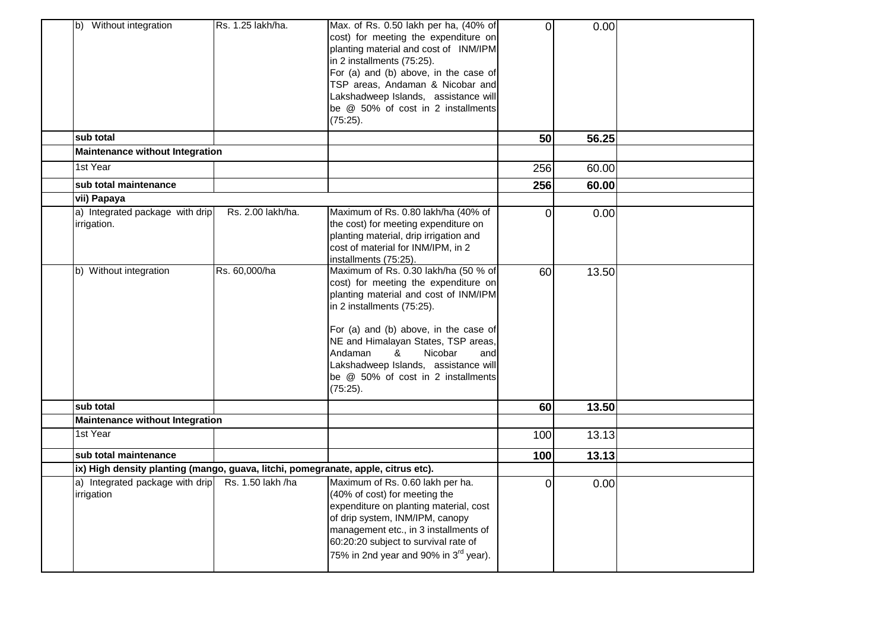| | | | | | |
|---|---|---|---|---|---|
| b) Without integration | Rs. 1.25 lakh/ha. | Max. of Rs. 0.50 lakh per ha, (40% of cost) for meeting the expenditure on planting material and cost of INM/IPM in 2 installments (75:25).<br>For (a) and (b) above, in the case of TSP areas, Andaman & Nicobar and Lakshadweep Islands, assistance will be @ 50% of cost in 2 installments (75:25). | 0 | 0.00 | |
| **sub total** | | | **50** | **56.25** | |
| **Maintenance without Integration** | | | | | |
| 1st Year | | | 256 | 60.00 | |
| **sub total maintenance** | | | **256** | **60.00** | |
| **vii) Papaya** | | | | | |
| a) Integrated package with drip irrigation. | Rs. 2.00 lakh/ha. | Maximum of Rs. 0.80 lakh/ha (40% of the cost) for meeting expenditure on planting material, drip irrigation and cost of material for INM/IPM, in 2 installments (75:25). | 0 | 0.00 | |
| b) Without integration | Rs. 60,000/ha | Maximum of Rs. 0.30 lakh/ha (50 % of cost) for meeting the expenditure on planting material and cost of INM/IPM in 2 installments (75:25).<br><br>For (a) and (b) above, in the case of NE and Himalayan States, TSP areas, Andaman & Nicobar and Lakshadweep Islands, assistance will be @ 50% of cost in 2 installments (75:25). | 60 | 13.50 | |
| **sub total** | | | **60** | **13.50** | |
| **Maintenance without Integration** | | | | | |
| 1st Year | | | 100 | 13.13 | |
| **sub total maintenance** | | | **100** | **13.13** | |
| **ix) High density planting (mango, guava, litchi, pomegranate, apple, citrus etc).** | | | | | |
| a) Integrated package with drip irrigation | Rs. 1.50 lakh /ha | Maximum of Rs. 0.60 lakh per ha. (40% of cost) for meeting the expenditure on planting material, cost of drip system, INM/IPM, canopy management etc., in 3 installments of 60:20:20 subject to survival rate of 75% in 2nd year and 90% in 3rd year). | 0 | 0.00 | |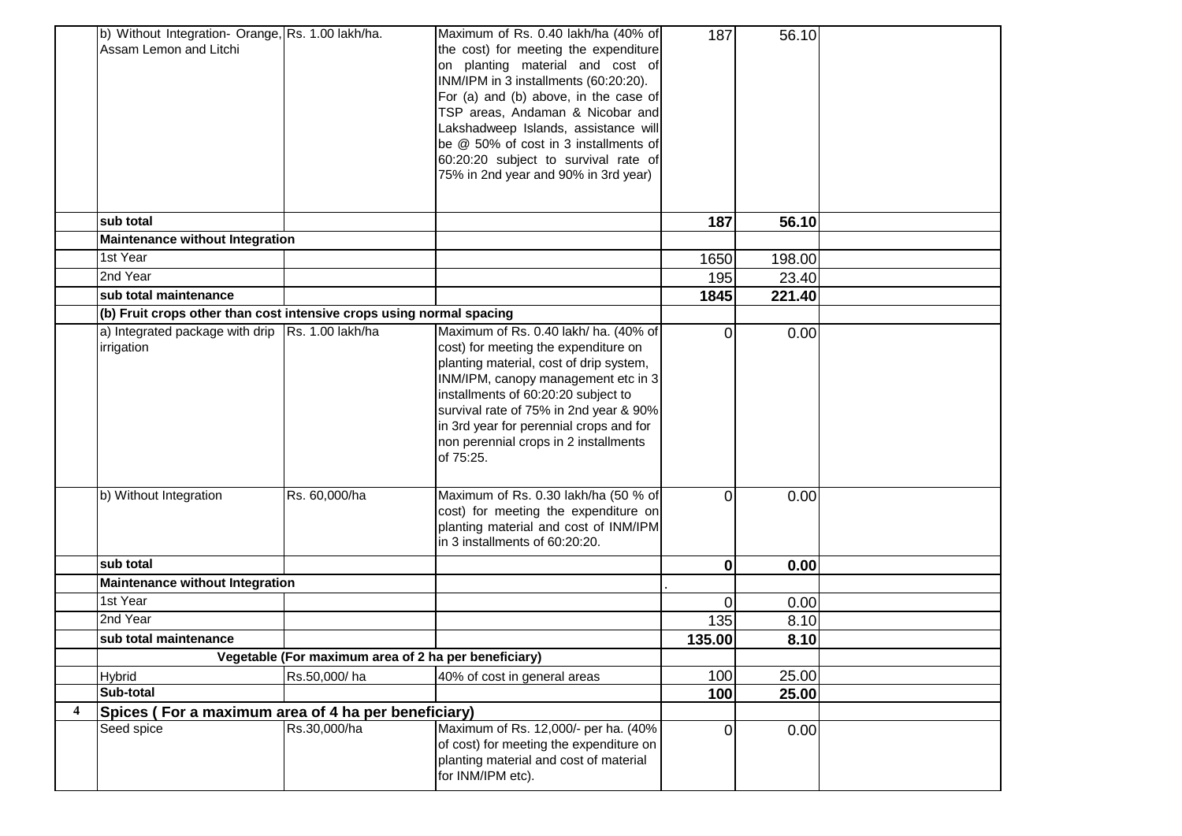| | | | | | | |
|---|---|---|---|---|---|---|
| | b) Without Integration- Orange, Assam Lemon and Litchi | Rs. 1.00 lakh/ha. | Maximum of Rs. 0.40 lakh/ha (40% of the cost) for meeting the expenditure on planting material and cost of INM/IPM in 3 installments (60:20:20). For (a) and (b) above, in the case of TSP areas, Andaman & Nicobar and Lakshadweep Islands, assistance will be @ 50% of cost in 3 installments of 60:20:20 subject to survival rate of 75% in 2nd year and 90% in 3rd year) | 187 | 56.10 | |
| | **sub total** | | | **187** | **56.10** | |
| | **Maintenance without Integration** | | | | | |
| | 1st Year | | | 1650 | 198.00 | |
| | 2nd Year | | | 195 | 23.40 | |
| | **sub total maintenance** | | | **1845** | **221.40** | |
| | **(b) Fruit crops other than cost intensive crops using normal spacing** | | | | | |
| | a) Integrated package with drip irrigation | Rs. 1.00 lakh/ha | Maximum of Rs. 0.40 lakh/ ha. (40% of cost) for meeting the expenditure on planting material, cost of drip system, INM/IPM, canopy management etc in 3 installments of 60:20:20 subject to survival rate of 75% in 2nd year & 90% in 3rd year for perennial crops and for non perennial crops in 2 installments of 75:25. | 0 | 0.00 | |
| | b) Without Integration | Rs. 60,000/ha | Maximum of Rs. 0.30 lakh/ha (50 % of cost) for meeting the expenditure on planting material and cost of INM/IPM in 3 installments of 60:20:20. | 0 | 0.00 | |
| | **sub total** | | | **0** | **0.00** | |
| | **Maintenance without Integration** | | | . | | |
| | 1st Year | | | 0 | 0.00 | |
| | 2nd Year | | | 135 | 8.10 | |
| | **sub total maintenance** | | | **135.00** | **8.10** | |
| | **Vegetable (For maximum area of 2 ha per beneficiary)** | | | | | |
| | Hybrid | Rs.50,000/ ha | 40% of cost in general areas | 100 | 25.00 | |
| | **Sub-total** | | | **100** | **25.00** | |
| **4** | **Spices ( For a maximum area of 4 ha per beneficiary)** | | | | | |
| | Seed spice | Rs.30,000/ha | Maximum of Rs. 12,000/- per ha. (40% of cost) for meeting the expenditure on planting material and cost of material for INM/IPM etc). | 0 | 0.00 | |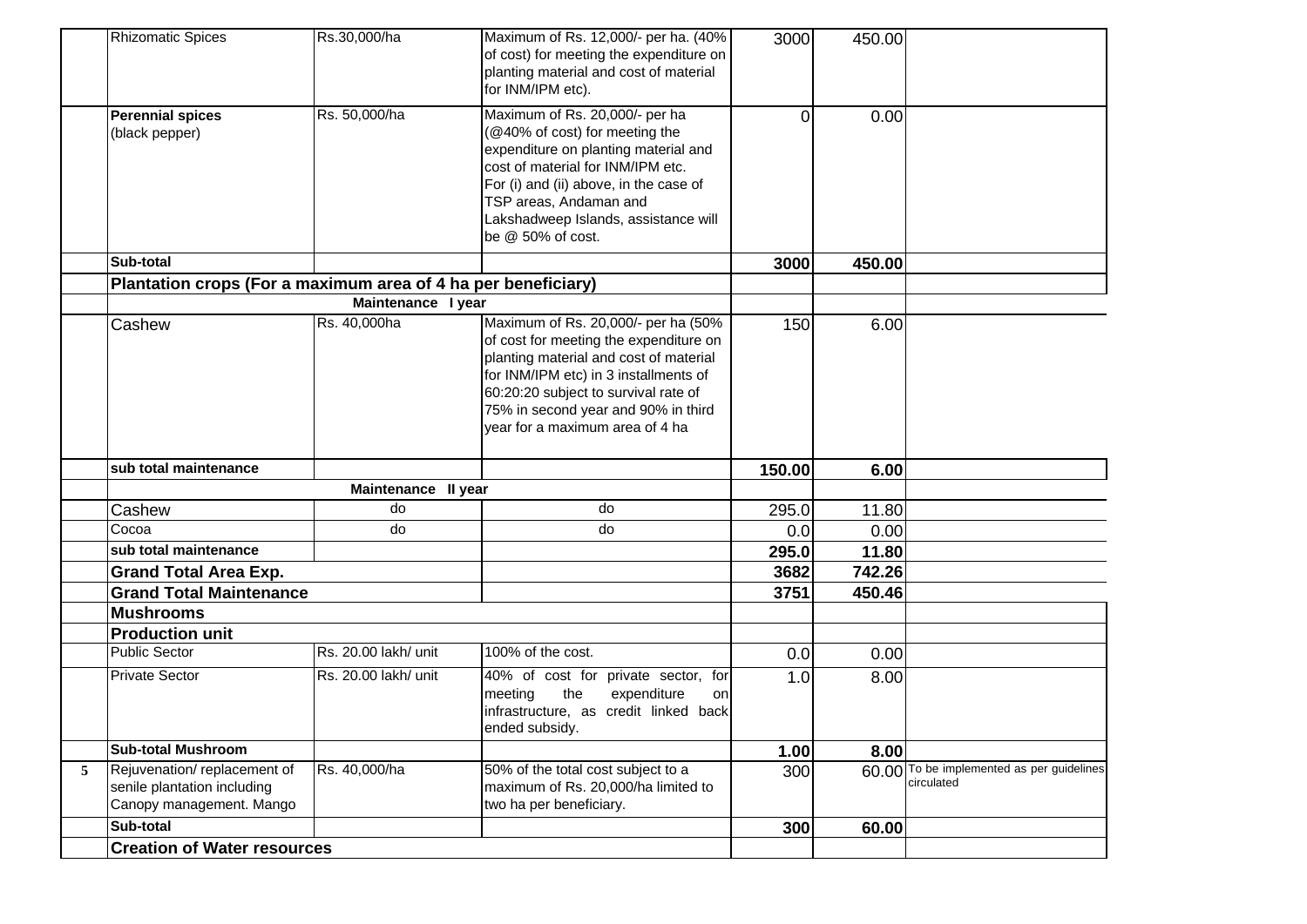| | | | | | | |
|---|---|---|---|---|---|---|
| | Rhizomatic Spices | Rs.30,000/ha | Maximum of Rs. 12,000/- per ha. (40% of cost) for meeting the expenditure on planting material and cost of material for INM/IPM etc). | 3000 | 450.00 | |
| | **Perennial spices** (black pepper) | Rs. 50,000/ha | Maximum of Rs. 20,000/- per ha (@40% of cost) for meeting the expenditure on planting material and cost of material for INM/IPM etc. For (i) and (ii) above, in the case of TSP areas, Andaman and Lakshadweep Islands, assistance will be @ 50% of cost. | 0 | 0.00 | |
| | **Sub-total** | | | **3000** | **450.00** | |
| | **Plantation crops (For a maximum area of 4 ha per beneficiary)** | | | | | |
| | | **Maintenance I year** | | | | |
| | Cashew | Rs. 40,000ha | Maximum of Rs. 20,000/- per ha (50% of cost for meeting the expenditure on planting material and cost of material for INM/IPM etc) in 3 installments of 60:20:20 subject to survival rate of 75% in second year and 90% in third year for a maximum area of 4 ha | 150 | 6.00 | |
| | **sub total maintenance** | | | **150.00** | **6.00** | |
| | | **Maintenance II year** | | | | |
| | Cashew | do | do | 295.0 | 11.80 | |
| | Cocoa | do | do | 0.0 | 0.00 | |
| | **sub total maintenance** | | | **295.0** | **11.80** | |
| | **Grand Total Area Exp.** | | | **3682** | **742.26** | |
| | **Grand Total Maintenance** | | | **3751** | **450.46** | |
| | **Mushrooms** | | | | | |
| | **Production unit** | | | | | |
| | Public Sector | Rs. 20.00 lakh/ unit | 100% of the cost. | 0.0 | 0.00 | |
| | Private Sector | Rs. 20.00 lakh/ unit | 40% of cost for private sector, for meeting the expenditure on infrastructure, as credit linked back ended subsidy. | 1.0 | 8.00 | |
| | **Sub-total Mushroom** | | | **1.00** | **8.00** | |
| 5 | Rejuvenation/ replacement of senile plantation including Canopy management. Mango | Rs. 40,000/ha | 50% of the total cost subject to a maximum of Rs. 20,000/ha limited to two ha per beneficiary. | 300 | 60.00 | To be implemented as per guidelines circulated |
| | **Sub-total** | | | **300** | **60.00** | |
| | **Creation of Water resources** | | | | | |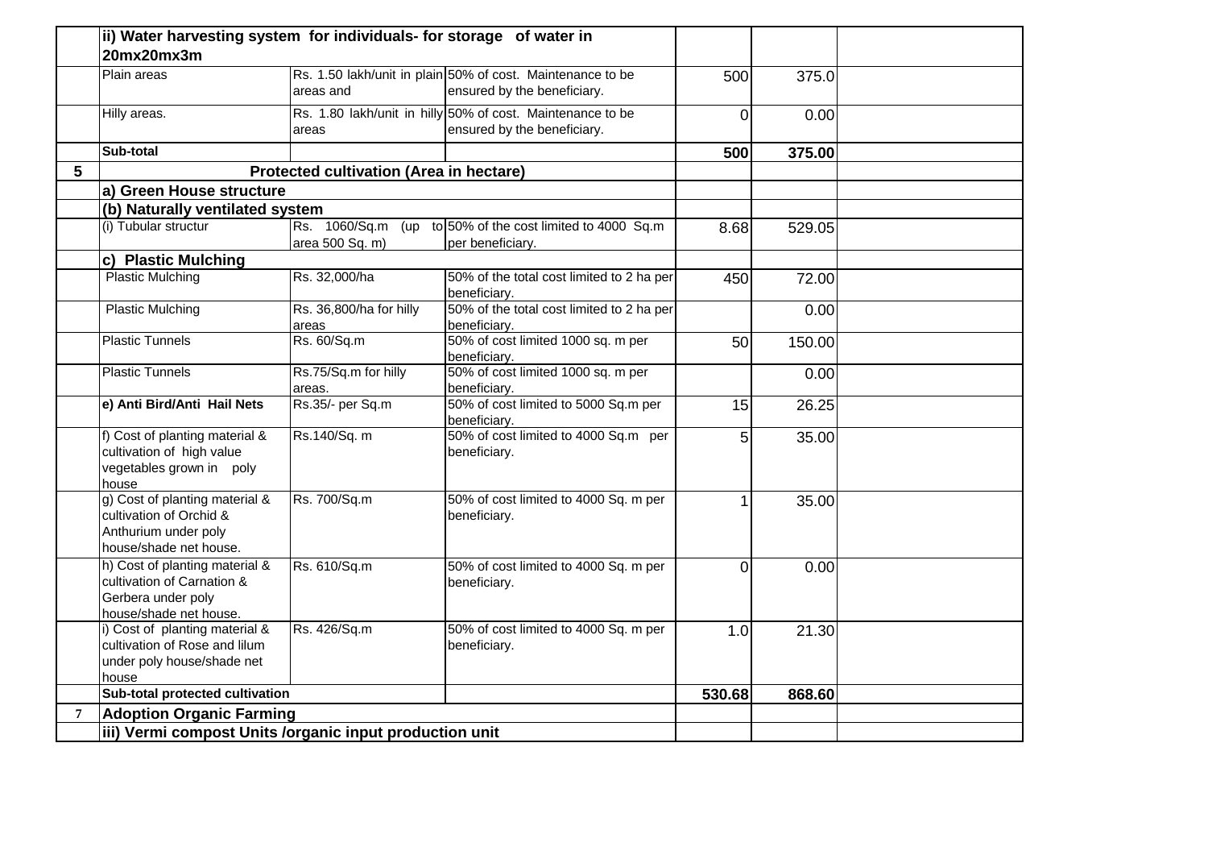| | | | | | | |
|---|---|---|---|---|---|---|
| | **ii) Water harvesting system for individuals- for storage of water in 20mx20mx3m** | | | | | |
| | Plain areas | Rs. 1.50 lakh/unit in plain areas and | 50% of cost. Maintenance to be ensured by the beneficiary. | 500 | 375.0 | |
| | Hilly areas. | Rs. 1.80 lakh/unit in hilly areas | 50% of cost. Maintenance to be ensured by the beneficiary. | 0 | 0.00 | |
| | **Sub-total** | | | **500** | **375.00** | |
| **5** | **Protected cultivation (Area in hectare)** | | | | | |
| | **a) Green House structure** | | | | | |
| | **(b) Naturally ventilated system** | | | | | |
| | (i) Tubular structur | Rs. 1060/Sq.m (up to area 500 Sq. m) | 50% of the cost limited to 4000 Sq.m per beneficiary. | 8.68 | 529.05 | |
| | **c) Plastic Mulching** | | | | | |
| | Plastic Mulching | Rs. 32,000/ha | 50% of the total cost limited to 2 ha per beneficiary. | 450 | 72.00 | |
| | Plastic Mulching | Rs. 36,800/ha for hilly areas | 50% of the total cost limited to 2 ha per beneficiary. | | 0.00 | |
| | Plastic Tunnels | Rs. 60/Sq.m | 50% of cost limited 1000 sq. m per beneficiary. | 50 | 150.00 | |
| | Plastic Tunnels | Rs.75/Sq.m for hilly areas. | 50% of cost limited 1000 sq. m per beneficiary. | | 0.00 | |
| | **e) Anti Bird/Anti Hail Nets** | Rs.35/- per Sq.m | 50% of cost limited to 5000 Sq.m per beneficiary. | 15 | 26.25 | |
| | f) Cost of planting material & cultivation of high value vegetables grown in poly house | Rs.140/Sq. m | 50% of cost limited to 4000 Sq.m per beneficiary. | 5 | 35.00 | |
| | g) Cost of planting material & cultivation of Orchid & Anthurium under poly house/shade net house. | Rs. 700/Sq.m | 50% of cost limited to 4000 Sq. m per beneficiary. | 1 | 35.00 | |
| | h) Cost of planting material & cultivation of Carnation & Gerbera under poly house/shade net house. | Rs. 610/Sq.m | 50% of cost limited to 4000 Sq. m per beneficiary. | 0 | 0.00 | |
| | i) Cost of planting material & cultivation of Rose and lilum under poly house/shade net house | Rs. 426/Sq.m | 50% of cost limited to 4000 Sq. m per beneficiary. | 1.0 | 21.30 | |
| | **Sub-total protected cultivation** | | | **530.68** | **868.60** | |
| **7** | **Adoption Organic Farming** | | | | | |
| | **iii) Vermi compost Units /organic input production unit** | | | | | |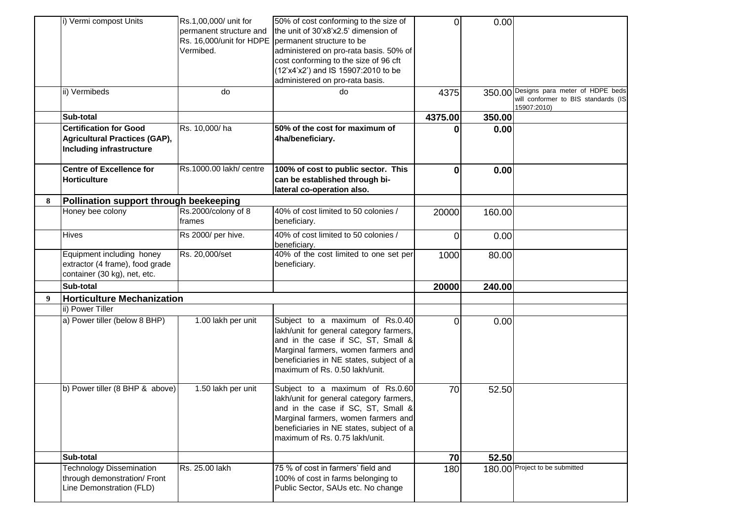|   |   |   |   |   |   |   |
|---|---|---|---|---|---|---|
|   | i) Vermi compost Units | Rs.1,00,000/ unit for permanent structure and Rs. 16,000/unit for HDPE Vermibed. | 50% of cost conforming to the size of the unit of 30'x8'x2.5' dimension of permanent structure to be administered on pro-rata basis. 50% of cost conforming to the size of 96 cft (12'x4'x2') and IS 15907:2010 to be administered on pro-rata basis. | 0 | 0.00 |   |
|   | ii) Vermibeds | do | do | 4375 | 350.00 | Designs para meter of HDPE beds will conformer to BIS standards (IS 15907:2010) |
|   | **Sub-total** |   |   | **4375.00** | **350.00** |   |
|   | **Certification for Good Agricultural Practices (GAP), Including infrastructure** | Rs. 10,000/ ha | **50% of the cost for maximum of 4ha/beneficiary.** | **0** | **0.00** |   |
|   | **Centre of Excellence for Horticulture** | Rs.1000.00 lakh/ centre | **100% of cost to public sector. This can be established through bi-lateral co-operation also.** | **0** | **0.00** |   |
| **8** | **Pollination support through beekeeping** |   |   |   |   |   |
|   | Honey bee colony | Rs.2000/colony of 8 frames | 40% of cost limited to 50 colonies / beneficiary. | 20000 | 160.00 |   |
|   | Hives | Rs 2000/ per hive. | 40% of cost limited to 50 colonies / beneficiary. | 0 | 0.00 |   |
|   | Equipment including honey extractor (4 frame), food grade container (30 kg), net, etc. | Rs. 20,000/set | 40% of the cost limited to one set per beneficiary. | 1000 | 80.00 |   |
|   | **Sub-total** |   |   | **20000** | **240.00** |   |
| **9** | **Horticulture Mechanization** |   |   |   |   |   |
|   | ii) Power Tiller |   |   |   |   |   |
|   | a) Power tiller (below 8 BHP) | 1.00 lakh per unit | Subject to a maximum of Rs.0.40 lakh/unit for general category farmers, and in the case if SC, ST, Small & Marginal farmers, women farmers and beneficiaries in NE states, subject of a maximum of Rs. 0.50 lakh/unit. | 0 | 0.00 |   |
|   | b) Power tiller (8 BHP & above) | 1.50 lakh per unit | Subject to a maximum of Rs.0.60 lakh/unit for general category farmers, and in the case if SC, ST, Small & Marginal farmers, women farmers and beneficiaries in NE states, subject of a maximum of Rs. 0.75 lakh/unit. | 70 | 52.50 |   |
|   | **Sub-total** |   |   | **70** | **52.50** |   |
|   | Technology Dissemination through demonstration/ Front Line Demonstration (FLD) | Rs. 25.00 lakh | 75 % of cost in farmers' field and 100% of cost in farms belonging to Public Sector, SAUs etc. No change | 180 | 180.00 | Project to be submitted |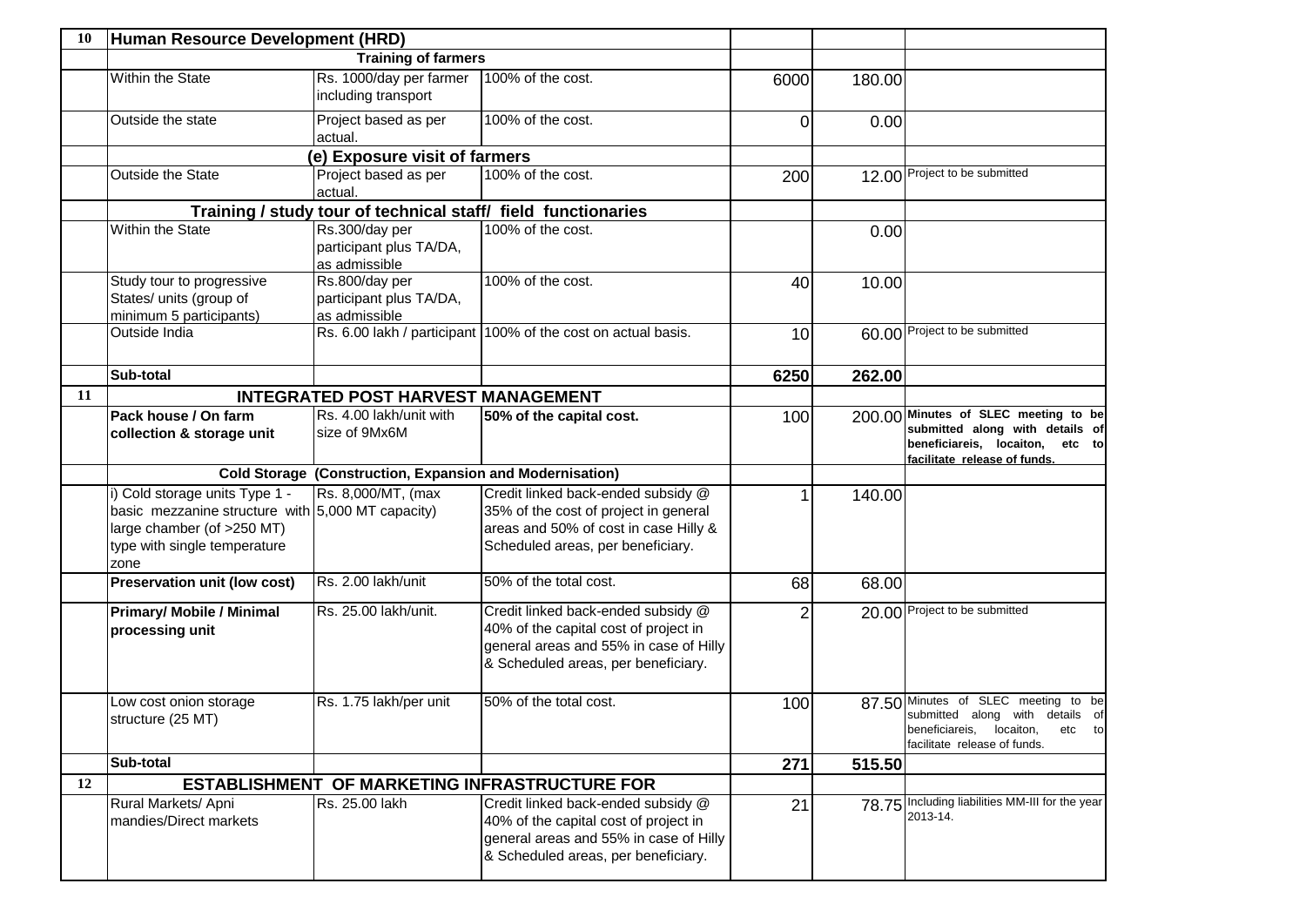| 10 | **Human Resource Development (HRD)** | | | | | |
|---|---|---|---|---|---|---|
| | **Training of farmers** | | | | | |
| | Within the State | Rs. 1000/day per farmer including transport | 100% of the cost. | 6000 | 180.00 | |
| | Outside the state | Project based as per actual. | 100% of the cost. | 0 | 0.00 | |
| | **(e) Exposure visit of farmers** | | | | | |
| | Outside the State | Project based as per actual. | 100% of the cost. | 200 | 12.00 | Project to be submitted |
| | **Training / study tour of technical staff/ field functionaries** | | | | | |
| | Within the State | Rs.300/day per participant plus TA/DA, as admissible | 100% of the cost. | | 0.00 | |
| | Study tour to progressive States/ units (group of minimum 5 participants) | Rs.800/day per participant plus TA/DA, as admissible | 100% of the cost. | 40 | 10.00 | |
| | Outside India | Rs. 6.00 lakh / participant | 100% of the cost on actual basis. | 10 | 60.00 | Project to be submitted |
| | **Sub-total** | | | 6250 | 262.00 | |
| 11 | **INTEGRATED POST HARVEST MANAGEMENT** | | | | | |
| | **Pack house / On farm collection & storage unit** | Rs. 4.00 lakh/unit with size of 9Mx6M | **50% of the capital cost.** | 100 | 200.00 | **Minutes of SLEC meeting to be submitted along with details of beneficiareis, locaiton, etc to facilitate release of funds.** |
| | **Cold Storage (Construction, Expansion and Modernisation)** | | | | | |
| | i) Cold storage units Type 1 - basic mezzanine structure with large chamber (of >250 MT) type with single temperature zone | Rs. 8,000/MT, (max 5,000 MT capacity) | Credit linked back-ended subsidy @ 35% of the cost of project in general areas and 50% of cost in case Hilly & Scheduled areas, per beneficiary. | 1 | 140.00 | |
| | **Preservation unit (low cost)** | Rs. 2.00 lakh/unit | 50% of the total cost. | 68 | 68.00 | |
| | **Primary/ Mobile / Minimal processing unit** | Rs. 25.00 lakh/unit. | Credit linked back-ended subsidy @ 40% of the capital cost of project in general areas and 55% in case of Hilly & Scheduled areas, per beneficiary. | 2 | 20.00 | Project to be submitted |
| | Low cost onion storage structure (25 MT) | Rs. 1.75 lakh/per unit | 50% of the total cost. | 100 | 87.50 | Minutes of SLEC meeting to be submitted along with details of beneficiareis, locaiton, etc to facilitate release of funds. |
| | **Sub-total** | | | 271 | 515.50 | |
| 12 | **ESTABLISHMENT OF MARKETING INFRASTRUCTURE FOR** | | | | | |
| | Rural Markets/ Apni mandies/Direct markets | Rs. 25.00 lakh | Credit linked back-ended subsidy @ 40% of the capital cost of project in general areas and 55% in case of Hilly & Scheduled areas, per beneficiary. | 21 | 78.75 | Including liabilities MM-III for the year 2013-14. |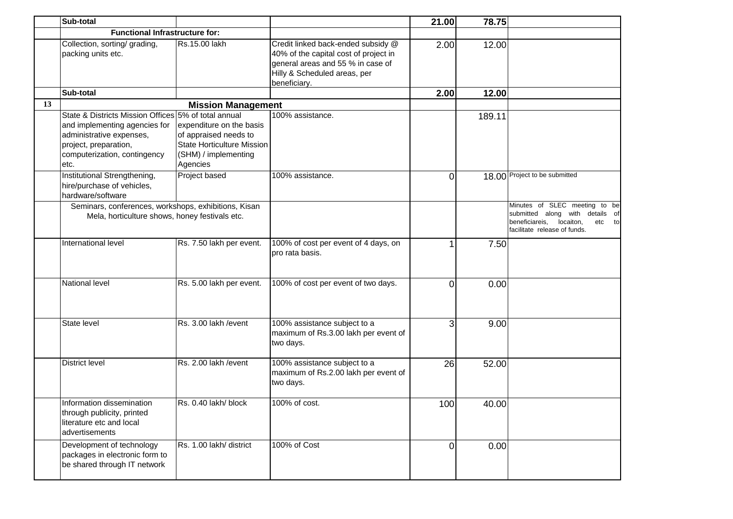|  | Sub-total |  |  | **21.00** | **78.75** |  |
|---|---|---|---|---|---|---|
|  | **Functional Infrastructure for:** |  |  |  |  |  |
|  | Collection, sorting/ grading, packing units etc. | Rs.15.00 lakh | Credit linked back-ended subsidy @ 40% of the capital cost of project in general areas and 55 % in case of Hilly & Scheduled areas, per beneficiary. | 2.00 | 12.00 |  |
|  | **Sub-total** |  |  | **2.00** | **12.00** |  |
| **13** | **Mission Management** |  |  |  |  |  |
|  | State & Districts Mission Offices and implementing agencies for administrative expenses, project, preparation, computerization, contingency etc. | 5% of total annual expenditure on the basis of appraised needs to State Horticulture Mission (SHM) / implementing Agencies | 100% assistance. |  | 189.11 |  |
|  | Institutional Strengthening, hire/purchase of vehicles, hardware/software | Project based | 100% assistance. | 0 | 18.00 | Project to be submitted |
|  | Seminars, conferences, workshops, exhibitions, Kisan Mela, horticulture shows, honey festivals etc. |  |  |  |  | Minutes of SLEC meeting to be submitted along with details of beneficiareis, locaiton, etc to facilitate release of funds. |
|  | International level | Rs. 7.50 lakh per event. | 100% of cost per event of 4 days, on pro rata basis. | 1 | 7.50 |  |
|  | National level | Rs. 5.00 lakh per event. | 100% of cost per event of two days. | 0 | 0.00 |  |
|  | State level | Rs. 3.00 lakh /event | 100% assistance subject to a maximum of Rs.3.00 lakh per event of two days. | 3 | 9.00 |  |
|  | District level | Rs. 2.00 lakh /event | 100% assistance subject to a maximum of Rs.2.00 lakh per event of two days. | 26 | 52.00 |  |
|  | Information dissemination through publicity, printed literature etc and local advertisements | Rs. 0.40 lakh/ block | 100% of cost. | 100 | 40.00 |  |
|  | Development of technology packages in electronic form to be shared through IT network | Rs. 1.00 lakh/ district | 100% of Cost | 0 | 0.00 |  |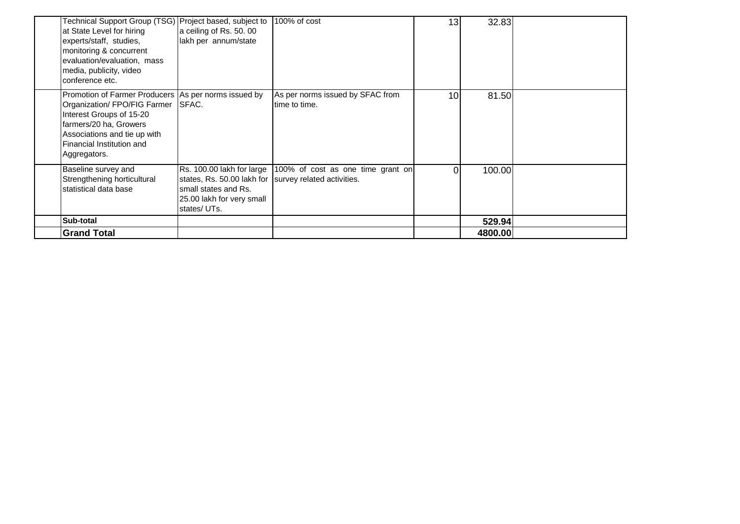| | | | | | | |
|---|---|---|---|---|---|---|
| | Technical Support Group (TSG) at State Level for hiring experts/staff, studies, monitoring & concurrent evaluation/evaluation, mass media, publicity, video conference etc. | Project based, subject to a ceiling of Rs. 50. 00 lakh per annum/state | 100% of cost | 13 | 32.83 | |
| | Promotion of Farmer Producers Organization/ FPO/FIG Farmer Interest Groups of 15-20 farmers/20 ha, Growers Associations and tie up with Financial Institution and Aggregators. | As per norms issued by SFAC. | As per norms issued by SFAC from time to time. | 10 | 81.50 | |
| | Baseline survey and Strengthening horticultural statistical data base | Rs. 100.00 lakh for large states, Rs. 50.00 lakh for small states and Rs. 25.00 lakh for very small states/ UTs. | 100% of cost as one time grant on survey related activities. | 0 | 100.00 | |
| | **Sub-total** | | | | **529.94** | |
| | **Grand Total** | | | | **4800.00** | |